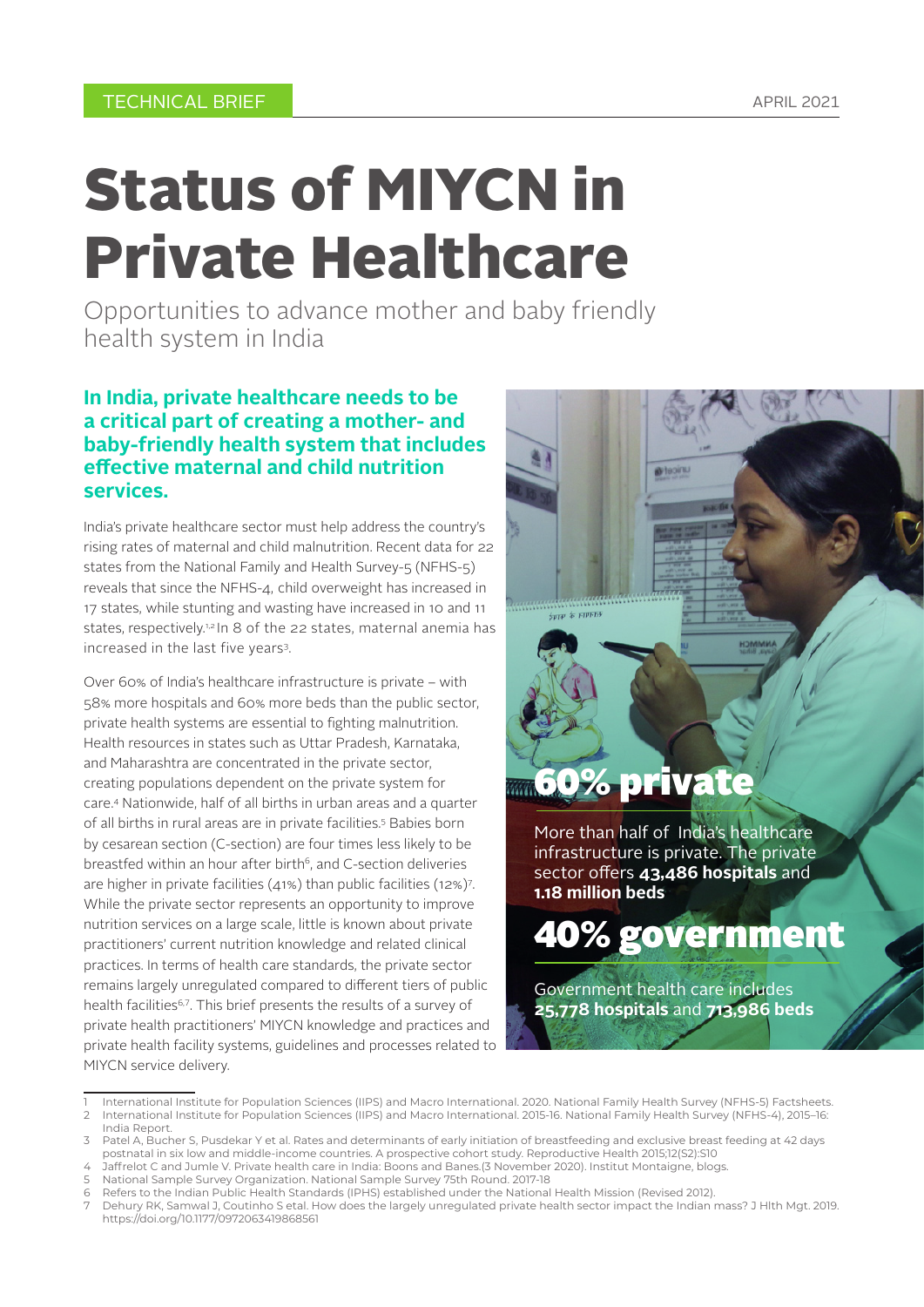TECHNICAL BRIEF

APRIL 2021

# Status of MIYCN in Private Healthcare

Opportunities to advance mother and baby friendly health system in India

## In India, private healthcare needs to be a critical part of creating a mother- and baby-friendly health system that includes effective maternal and child nutrition services.

India's private healthcare sector must help address the country's rising rates of maternal and child malnutrition. Recent data for 22 states from the National Family and Health Survey-5 (NFHS-5) reveals that since the NFHS-4, child overweight has increased in 17 states, while stunting and wasting have increased in 10 and 11 states, respectively.[1,2] In 8 of the 22 states, maternal anemia has increased in the last five years[3].

Over 60% of India's healthcare infrastructure is private – with 58% more hospitals and 60% more beds than the public sector, private health systems are essential to fighting malnutrition. Health resources in states such as Uttar Pradesh, Karnataka, and Maharashtra are concentrated in the private sector, creating populations dependent on the private system for care.[4] Nationwide, half of all births in urban areas and a quarter of all births in rural areas are in private facilities.[5] Babies born by cesarean section (C-section) are four times less likely to be breastfed within an hour after birth[6], and C-section deliveries are higher in private facilities (41%) than public facilities (12%)[7]. While the private sector represents an opportunity to improve nutrition services on a large scale, little is known about private practitioners' current nutrition knowledge and related clinical practices. In terms of health care standards, the private sector remains largely unregulated compared to different tiers of public health facilities[6,7]. This brief presents the results of a survey of private health practitioners' MIYCN knowledge and practices and private health facility systems, guidelines and processes related to MIYCN service delivery.

**60% private**

More than half of India's healthcare infrastructure is private. The private sector offers **43,486 hospitals** and **1.18 million beds**

**40% government**

Government health care includes **25,778 hospitals** and **713,986 beds**

---

1 International Institute for Population Sciences (IIPS) and Macro International. 2020. National Family Health Survey (NFHS-5) Factsheets.
2 International Institute for Population Sciences (IIPS) and Macro International. 2015-16. National Family Health Survey (NFHS-4), 2015–16: India Report.
3 Patel A, Bucher S, Pusdekar Y et al. Rates and determinants of early initiation of breastfeeding and exclusive breast feeding at 42 days postnatal in six low and middle-income countries. A prospective cohort study. Reproductive Health 2015;12(S2):S10
4 Jaffrelot C and Jumle V. Private health care in India: Boons and Banes.(3 November 2020). Institut Montaigne, blogs.
5 National Sample Survey Organization. National Sample Survey 75th Round. 2017-18
6 Refers to the Indian Public Health Standards (IPHS) established under the National Health Mission (Revised 2012).
7 Dehury RK, Samwal J, Coutinho S etal. How does the largely unregulated private health sector impact the Indian mass? J Hlth Mgt. 2019. https://doi.org/10.1177/0972063419868561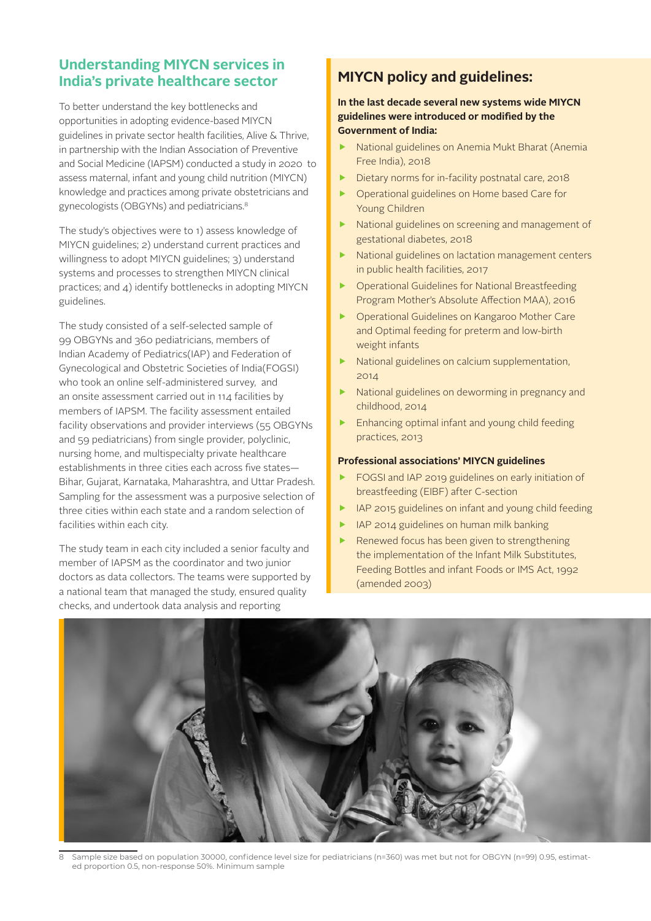## Understanding MIYCN services in India's private healthcare sector

To better understand the key bottlenecks and opportunities in adopting evidence-based MIYCN guidelines in private sector health facilities, Alive & Thrive, in partnership with the Indian Association of Preventive and Social Medicine (IAPSM) conducted a study in 2020 to assess maternal, infant and young child nutrition (MIYCN) knowledge and practices among private obstetricians and gynecologists (OBGYNs) and pediatricians.[8]

The study's objectives were to 1) assess knowledge of MIYCN guidelines; 2) understand current practices and willingness to adopt MIYCN guidelines; 3) understand systems and processes to strengthen MIYCN clinical practices; and 4) identify bottlenecks in adopting MIYCN guidelines.

The study consisted of a self-selected sample of 99 OBGYNs and 360 pediatricians, members of Indian Academy of Pediatrics(IAP) and Federation of Gynecological and Obstetric Societies of India(FOGSI) who took an online self-administered survey, and an onsite assessment carried out in 114 facilities by members of IAPSM. The facility assessment entailed facility observations and provider interviews (55 OBGYNs and 59 pediatricians) from single provider, polyclinic, nursing home, and multispecialty private healthcare establishments in three cities each across five states—Bihar, Gujarat, Karnataka, Maharashtra, and Uttar Pradesh. Sampling for the assessment was a purposive selection of three cities within each state and a random selection of facilities within each city.

The study team in each city included a senior faculty and member of IAPSM as the coordinator and two junior doctors as data collectors. The teams were supported by a national team that managed the study, ensured quality checks, and undertook data analysis and reporting

## MIYCN policy and guidelines:

**In the last decade several new systems wide MIYCN guidelines were introduced or modified by the Government of India:**

- National guidelines on Anemia Mukt Bharat (Anemia Free India), 2018
- Dietary norms for in-facility postnatal care, 2018
- Operational guidelines on Home based Care for Young Children
- National guidelines on screening and management of gestational diabetes, 2018
- National guidelines on lactation management centers in public health facilities, 2017
- Operational Guidelines for National Breastfeeding Program Mother's Absolute Affection MAA), 2016
- Operational Guidelines on Kangaroo Mother Care and Optimal feeding for preterm and low-birth weight infants
- National guidelines on calcium supplementation, 2014
- National guidelines on deworming in pregnancy and childhood, 2014
- Enhancing optimal infant and young child feeding practices, 2013

**Professional associations' MIYCN guidelines**

- FOGSI and IAP 2019 guidelines on early initiation of breastfeeding (EIBF) after C-section
- IAP 2015 guidelines on infant and young child feeding
- IAP 2014 guidelines on human milk banking
- Renewed focus has been given to strengthening the implementation of the Infant Milk Substitutes, Feeding Bottles and infant Foods or IMS Act, 1992 (amended 2003)

8 Sample size based on population 30000, confidence level size for pediatricians (n=360) was met but not for OBGYN (n=99) 0.95, estimated proportion 0.5, non-response 50%. Minimum sample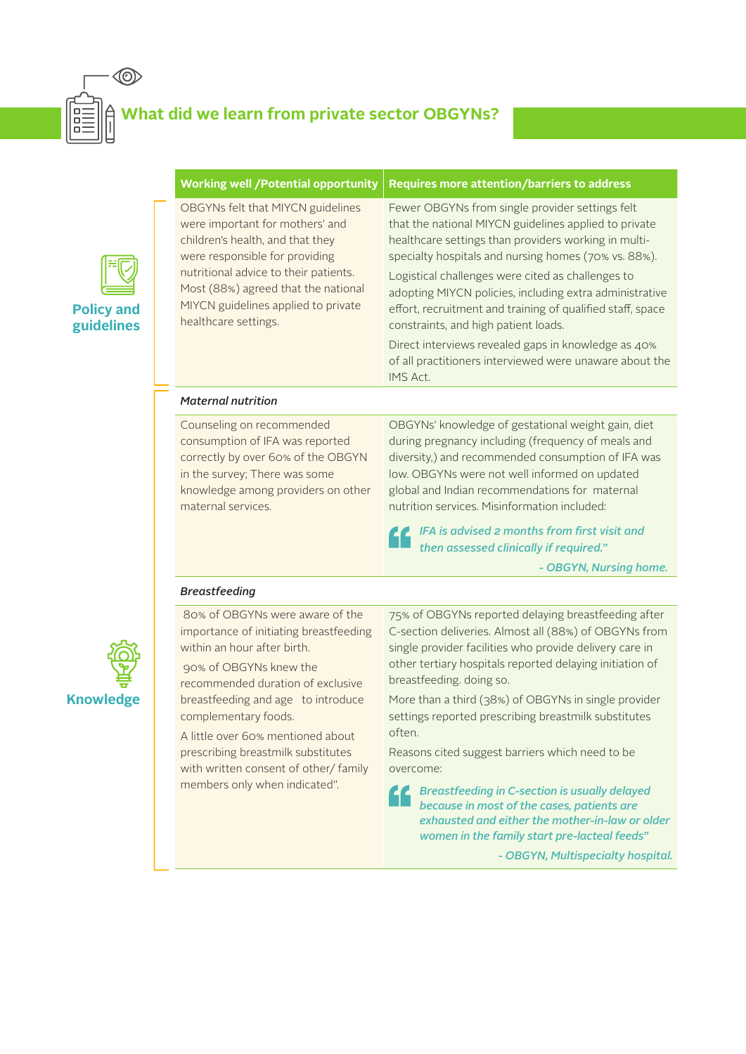## What did we learn from private sector OBGYNs?

| | Working well /Potential opportunity | Requires more attention/barriers to address |
|---|---|---|
| **Policy and guidelines** | OBGYNs felt that MIYCN guidelines were important for mothers' and children's health, and that they were responsible for providing nutritional advice to their patients. Most (88%) agreed that the national MIYCN guidelines applied to private healthcare settings. | Fewer OBGYNs from single provider settings felt that the national MIYCN guidelines applied to private healthcare settings than providers working in multi-specialty hospitals and nursing homes (70% vs. 88%).<br><br>Logistical challenges were cited as challenges to adopting MIYCN policies, including extra administrative effort, recruitment and training of qualified staff, space constraints, and high patient loads.<br><br>Direct interviews revealed gaps in knowledge as 40% of all practitioners interviewed were unaware about the IMS Act. |
| **Knowledge** | ***Maternal nutrition*** | |
| | Counseling on recommended consumption of IFA was reported correctly by over 60% of the OBGYN in the survey; There was some knowledge among providers on other maternal services. | OBGYNs' knowledge of gestational weight gain, diet during pregnancy including (frequency of meals and diversity,) and recommended consumption of IFA was low. OBGYNs were not well informed on updated global and Indian recommendations for maternal nutrition services. Misinformation included:<br><br>*"IFA is advised 2 months from first visit and then assessed clinically if required."*<br>*- OBGYN, Nursing home.* |
| | ***Breastfeeding*** | |
| | 80% of OBGYNs were aware of the importance of initiating breastfeeding within an hour after birth.<br><br>90% of OBGYNs knew the recommended duration of exclusive breastfeeding and age to introduce complementary foods.<br><br>A little over 60% mentioned about prescribing breastmilk substitutes with written consent of other/ family members only when indicated". | 75% of OBGYNs reported delaying breastfeeding after C-section deliveries. Almost all (88%) of OBGYNs from single provider facilities who provide delivery care in other tertiary hospitals reported delaying initiation of breastfeeding. doing so.<br><br>More than a third (38%) of OBGYNs in single provider settings reported prescribing breastmilk substitutes often.<br><br>Reasons cited suggest barriers which need to be overcome:<br><br>*"Breastfeeding in C-section is usually delayed because in most of the cases, patients are exhausted and either the mother-in-law or older women in the family start pre-lacteal feeds"*<br>*- OBGYN, Multispecialty hospital.* |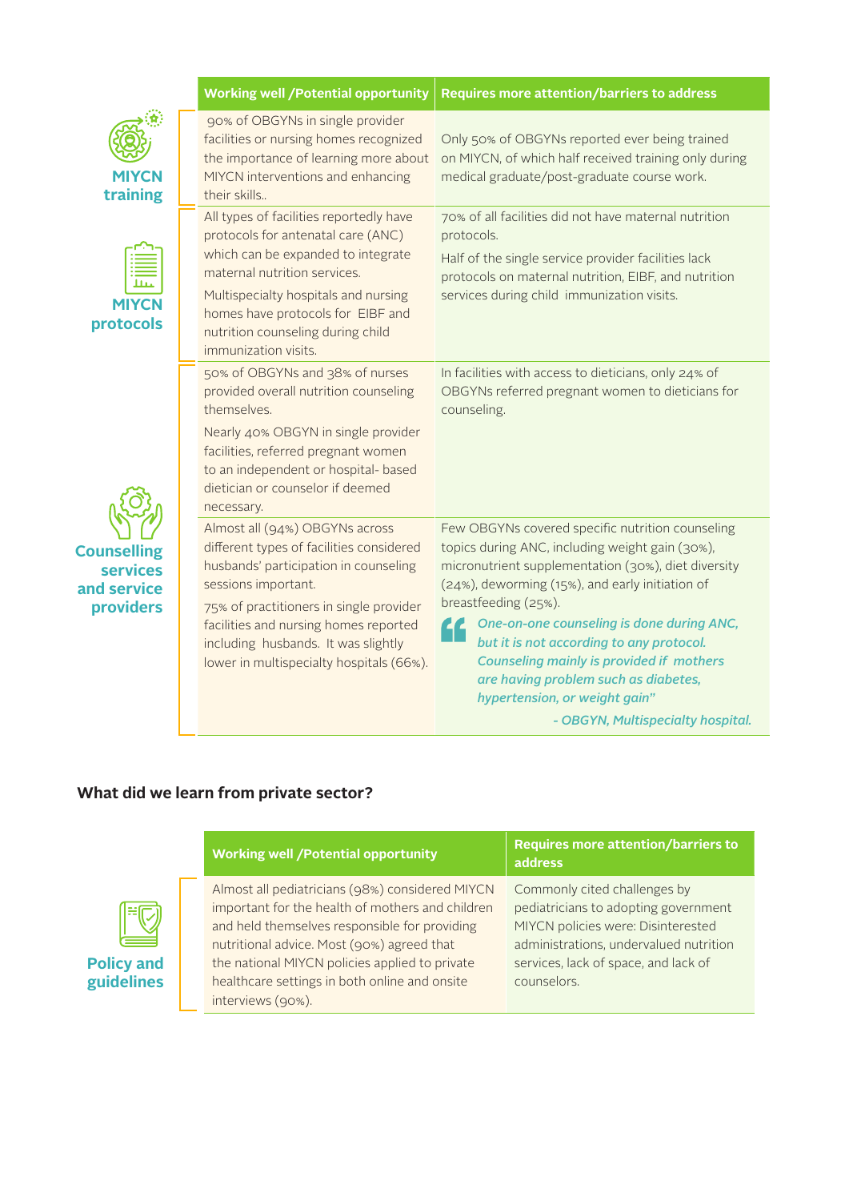| | Working well /Potential opportunity | Requires more attention/barriers to address |
|---|---|---|
| **MIYCN training** | 90% of OBGYNs in single provider facilities or nursing homes recognized the importance of learning more about MIYCN interventions and enhancing their skills.. | Only 50% of OBGYNs reported ever being trained on MIYCN, of which half received training only during medical graduate/post-graduate course work. |
| **MIYCN protocols** | All types of facilities reportedly have protocols for antenatal care (ANC) which can be expanded to integrate maternal nutrition services.<br><br>Multispecialty hospitals and nursing homes have protocols for EIBF and nutrition counseling during child immunization visits. | 70% of all facilities did not have maternal nutrition protocols.<br><br>Half of the single service provider facilities lack protocols on maternal nutrition, EIBF, and nutrition services during child immunization visits. |
| **Counselling services and service providers** | 50% of OBGYNs and 38% of nurses provided overall nutrition counseling themselves.<br><br>Nearly 40% OBGYN in single provider facilities, referred pregnant women to an independent or hospital- based dietician or counselor if deemed necessary. | In facilities with access to dieticians, only 24% of OBGYNs referred pregnant women to dieticians for counseling. |
| | Almost all (94%) OBGYNs across different types of facilities considered husbands' participation in counseling sessions important.<br><br>75% of practitioners in single provider facilities and nursing homes reported including husbands. It was slightly lower in multispecialty hospitals (66%). | Few OBGYNs covered specific nutrition counseling topics during ANC, including weight gain (30%), micronutrient supplementation (30%), diet diversity (24%), deworming (15%), and early initiation of breastfeeding (25%).<br><br>*"One-on-one counseling is done during ANC, but it is not according to any protocol. Counseling mainly is provided if mothers are having problem such as diabetes, hypertension, or weight gain"*<br><br>*- OBGYN, Multispecialty hospital.* |

### What did we learn from private sector?

| | Working well /Potential opportunity | Requires more attention/barriers to address |
|---|---|---|
| **Policy and guidelines** | Almost all pediatricians (98%) considered MIYCN important for the health of mothers and children and held themselves responsible for providing nutritional advice. Most (90%) agreed that the national MIYCN policies applied to private healthcare settings in both online and onsite interviews (90%). | Commonly cited challenges by pediatricians to adopting government MIYCN policies were: Disinterested administrations, undervalued nutrition services, lack of space, and lack of counselors. |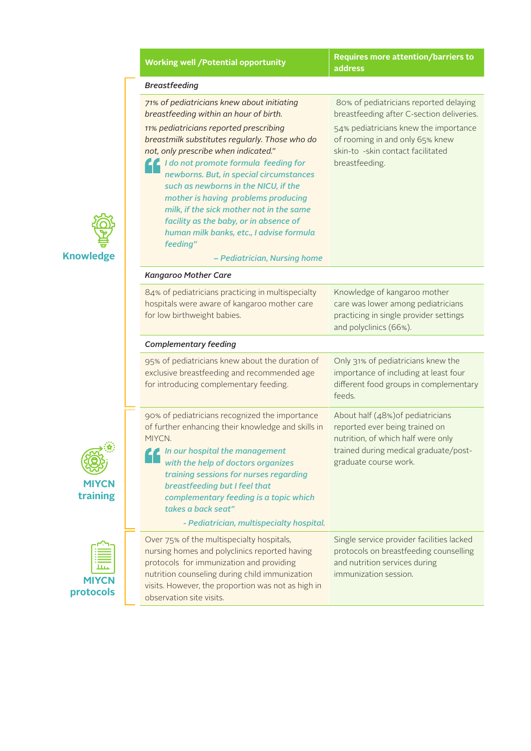| | Working well /Potential opportunity | Requires more attention/barriers to address |
|---|---|---|
| **Knowledge** | *Breastfeeding* | |
| | *71% of pediatricians knew about initiating breastfeeding within an hour of birth.* *11% pediatricians reported prescribing breastmilk substitutes regularly. Those who do not, only prescribe when indicated."* *"I do not promote formula feeding for newborns. But, in special circumstances such as newborns in the NICU, if the mother is having problems producing milk, if the sick mother not in the same facility as the baby, or in absence of human milk banks, etc., I advise formula feeding"* *– Pediatrician, Nursing home* | 80% of pediatricians reported delaying breastfeeding after C-section deliveries. 54% pediatricians knew the importance of rooming in and only 65% knew skin-to -skin contact facilitated breastfeeding. |
| | *Kangaroo Mother Care* | |
| | 84% of pediatricians practicing in multispecialty hospitals were aware of kangaroo mother care for low birthweight babies. | Knowledge of kangaroo mother care was lower among pediatricians practicing in single provider settings and polyclinics (66%). |
| | *Complementary feeding* | |
| | 95% of pediatricians knew about the duration of exclusive breastfeeding and recommended age for introducing complementary feeding. | Only 31% of pediatricians knew the importance of including at least four different food groups in complementary feeds. |
| **MIYCN training** | 90% of pediatricians recognized the importance of further enhancing their knowledge and skills in MIYCN. *"In our hospital the management with the help of doctors organizes training sessions for nurses regarding breastfeeding but I feel that complementary feeding is a topic which takes a back seat"* *- Pediatrician, multispecialty hospital.* | About half (48%)of pediatricians reported ever being trained on nutrition, of which half were only trained during medical graduate/post-graduate course work. |
| **MIYCN protocols** | Over 75% of the multispecialty hospitals, nursing homes and polyclinics reported having protocols for immunization and providing nutrition counseling during child immunization visits. However, the proportion was not as high in observation site visits. | Single service provider facilities lacked protocols on breastfeeding counselling and nutrition services during immunization session. |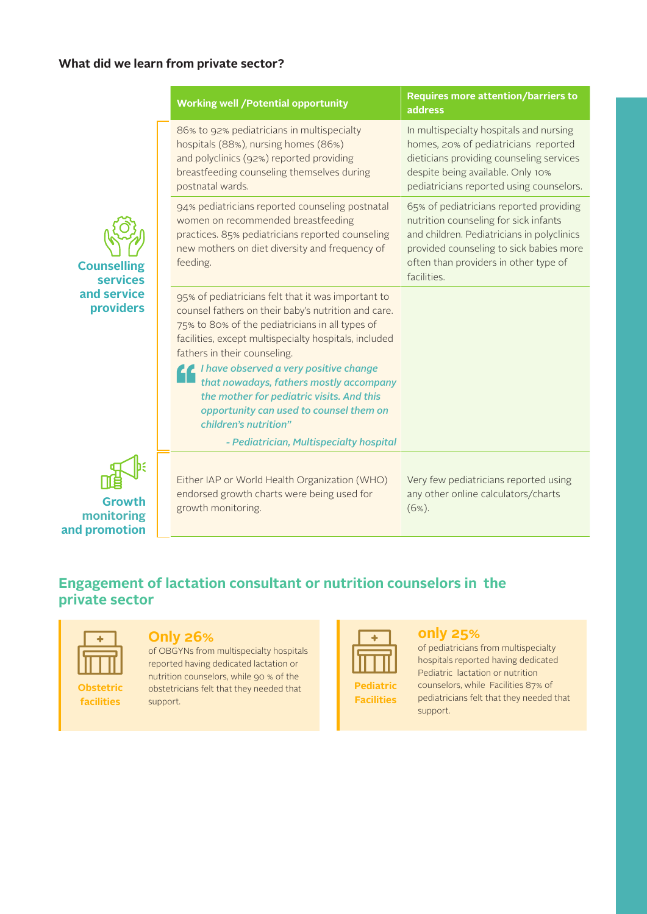### What did we learn from private sector?

| | Working well /Potential opportunity | Requires more attention/barriers to address |
|---|---|---|
| **Counselling services and service providers** | 86% to 92% pediatricians in multispecialty hospitals (88%), nursing homes (86%) and polyclinics (92%) reported providing breastfeeding counseling themselves during postnatal wards. | In multispecialty hospitals and nursing homes, 20% of pediatricians reported dieticians providing counseling services despite being available. Only 10% pediatricians reported using counselors. |
| | 94% pediatricians reported counseling postnatal women on recommended breastfeeding practices. 85% pediatricians reported counseling new mothers on diet diversity and frequency of feeding. | 65% of pediatricians reported providing nutrition counseling for sick infants and children. Pediatricians in polyclinics provided counseling to sick babies more often than providers in other type of facilities. |
| | 95% of pediatricians felt that it was important to counsel fathers on their baby's nutrition and care. 75% to 80% of the pediatricians in all types of facilities, except multispecialty hospitals, included fathers in their counseling. *"I have observed a very positive change that nowadays, fathers mostly accompany the mother for pediatric visits. And this opportunity can used to counsel them on children's nutrition"* *- Pediatrician, Multispecialty hospital* | |
| **Growth monitoring and promotion** | Either IAP or World Health Organization (WHO) endorsed growth charts were being used for growth monitoring. | Very few pediatricians reported using any other online calculators/charts (6%). |

## Engagement of lactation consultant or nutrition counselors in the private sector

**Obstetric facilities**

**Only 26%** of OBGYNs from multispecialty hospitals reported having dedicated lactation or nutrition counselors, while 90 % of the obstetricians felt that they needed that support.

**Pediatric Facilities**

**only 25%** of pediatricians from multispecialty hospitals reported having dedicated Pediatric lactation or nutrition counselors, while Facilities 87% of pediatricians felt that they needed that support.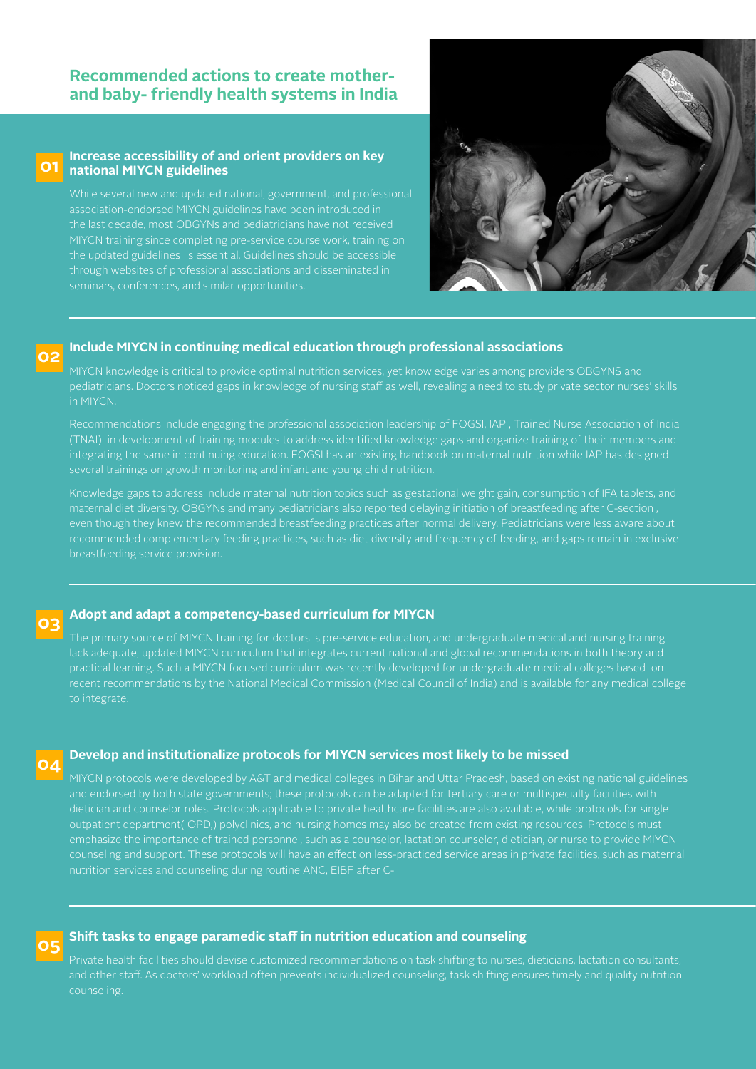## Recommended actions to create mother- and baby- friendly health systems in India

### 01 Increase accessibility of and orient providers on key national MIYCN guidelines

While several new and updated national, government, and professional association-endorsed MIYCN guidelines have been introduced in the last decade, most OBGYNs and pediatricians have not received MIYCN training since completing pre-service course work, training on the updated guidelines is essential. Guidelines should be accessible through websites of professional associations and disseminated in seminars, conferences, and similar opportunities.

### 02 Include MIYCN in continuing medical education through professional associations

MIYCN knowledge is critical to provide optimal nutrition services, yet knowledge varies among providers OBGYNS and pediatricians. Doctors noticed gaps in knowledge of nursing staff as well, revealing a need to study private sector nurses' skills in MIYCN.

Recommendations include engaging the professional association leadership of FOGSI, IAP , Trained Nurse Association of India (TNAI) in development of training modules to address identified knowledge gaps and organize training of their members and integrating the same in continuing education. FOGSI has an existing handbook on maternal nutrition while IAP has designed several trainings on growth monitoring and infant and young child nutrition.

Knowledge gaps to address include maternal nutrition topics such as gestational weight gain, consumption of IFA tablets, and maternal diet diversity. OBGYNs and many pediatricians also reported delaying initiation of breastfeeding after C-section , even though they knew the recommended breastfeeding practices after normal delivery. Pediatricians were less aware about recommended complementary feeding practices, such as diet diversity and frequency of feeding, and gaps remain in exclusive breastfeeding service provision.

### 03 Adopt and adapt a competency-based curriculum for MIYCN

The primary source of MIYCN training for doctors is pre-service education, and undergraduate medical and nursing training lack adequate, updated MIYCN curriculum that integrates current national and global recommendations in both theory and practical learning. Such a MIYCN focused curriculum was recently developed for undergraduate medical colleges based on recent recommendations by the National Medical Commission (Medical Council of India) and is available for any medical college to integrate.

### 04 Develop and institutionalize protocols for MIYCN services most likely to be missed

MIYCN protocols were developed by A&T and medical colleges in Bihar and Uttar Pradesh, based on existing national guidelines and endorsed by both state governments; these protocols can be adapted for tertiary care or multispecialty facilities with dietician and counselor roles. Protocols applicable to private healthcare facilities are also available, while protocols for single outpatient department( OPD,) polyclinics, and nursing homes may also be created from existing resources. Protocols must emphasize the importance of trained personnel, such as a counselor, lactation counselor, dietician, or nurse to provide MIYCN counseling and support. These protocols will have an effect on less-practiced service areas in private facilities, such as maternal nutrition services and counseling during routine ANC, EIBF after C-

### 05 Shift tasks to engage paramedic staff in nutrition education and counseling

Private health facilities should devise customized recommendations on task shifting to nurses, dieticians, lactation consultants, and other staff. As doctors' workload often prevents individualized counseling, task shifting ensures timely and quality nutrition counseling.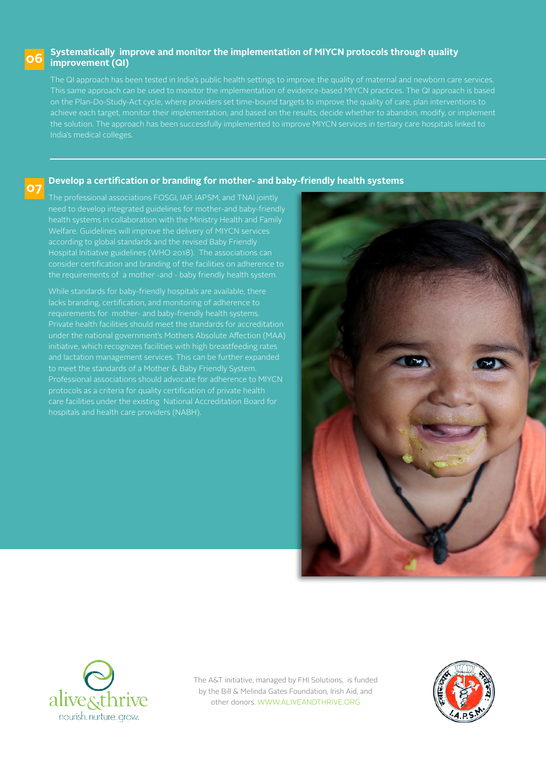## 06 Systematically improve and monitor the implementation of MIYCN protocols through quality improvement (QI)

The QI approach has been tested in India's public health settings to improve the quality of maternal and newborn care services. This same approach can be used to monitor the implementation of evidence-based MIYCN practices. The QI approach is based on the Plan-Do-Study-Act cycle, where providers set time-bound targets to improve the quality of care, plan interventions to achieve each target, monitor their implementation, and based on the results, decide whether to abandon, modify, or implement the solution. The approach has been successfully implemented to improve MIYCN services in tertiary care hospitals linked to India's medical colleges.

## 07 Develop a certification or branding for mother- and baby-friendly health systems

The professional associations FOSGI, IAP, IAPSM, and TNAI jointly need to develop integrated guidelines for mother-and baby-friendly health systems in collaboration with the Ministry Health and Family Welfare. Guidelines will improve the delivery of MIYCN services according to global standards and the revised Baby Friendly Hospital Initiative guidelines (WHO 2018). The associations can consider certification and branding of the facilities on adherence to the requirements of a mother -and - baby friendly health system.

While standards for baby-friendly hospitals are available, there lacks branding, certification, and monitoring of adherence to requirements for mother- and baby-friendly health systems. Private health facilities should meet the standards for accreditation under the national government's Mothers Absolute Affection (MAA) initiative, which recognizes facilities with high breastfeeding rates and lactation management services. This can be further expanded to meet the standards of a Mother & Baby Friendly System. Professional associations should advocate for adherence to MIYCN protocols as a criteria for quality certification of private health care facilities under the existing National Accreditation Board for hospitals and health care providers (NABH).

alive&thrive
nourish. nurture. grow.

The A&T initiative, managed by FHI Solutions, is funded by the Bill & Melinda Gates Foundation, Irish Aid, and other donors. WWW.ALIVEANDTHRIVE.ORG

I.A.P.S.M.